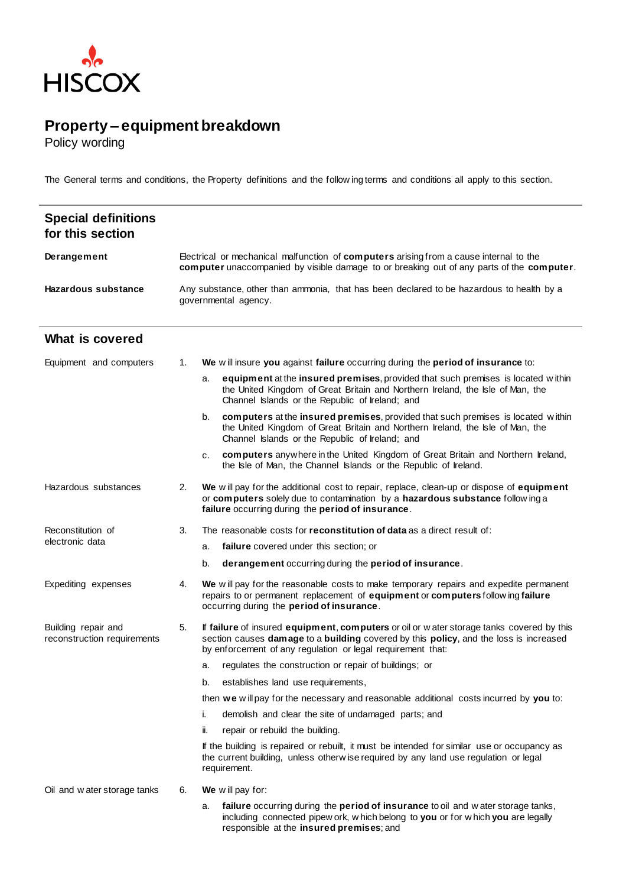HISCOX

# Property – equipment breakdown

Policy wording

The General terms and conditions, the Property definitions and the following terms and conditions all apply to this section.

## Special definitions for this section

**Derangement** — Electrical or mechanical malfunction of **computers** arising from a cause internal to the **computer** unaccompanied by visible damage to or breaking out of any parts of the **computer**.

**Hazardous substance** — Any substance, other than ammonia, that has been declared to be hazardous to health by a governmental agency.

## What is covered

**Equipment and computers**

1. **We** will insure **you** against **failure** occurring during the **period of insurance** to:
   a. **equipment** at the **insured premises**, provided that such premises is located within the United Kingdom of Great Britain and Northern Ireland, the Isle of Man, the Channel Islands or the Republic of Ireland; and
   b. **computers** at the **insured premises**, provided that such premises is located within the United Kingdom of Great Britain and Northern Ireland, the Isle of Man, the Channel Islands or the Republic of Ireland; and
   c. **computers** anywhere in the United Kingdom of Great Britain and Northern Ireland, the Isle of Man, the Channel Islands or the Republic of Ireland.

**Hazardous substances**

2. **We** will pay for the additional cost to repair, replace, clean-up or dispose of **equipment** or **computers** solely due to contamination by a **hazardous substance** following a **failure** occurring during the **period of insurance**.

**Reconstitution of electronic data**

3. The reasonable costs for **reconstitution of data** as a direct result of:
   a. **failure** covered under this section; or
   b. **derangement** occurring during the **period of insurance**.

**Expediting expenses**

4. **We** will pay for the reasonable costs to make temporary repairs and expedite permanent repairs to or permanent replacement of **equipment** or **computers** following **failure** occurring during the **period of insurance**.

**Building repair and reconstruction requirements**

5. If **failure** of insured **equipment**, **computers** or oil or water storage tanks covered by this section causes **damage** to a **building** covered by this **policy**, and the loss is increased by enforcement of any regulation or legal requirement that:
   a. regulates the construction or repair of buildings; or
   b. establishes land use requirements,

   then **we** will pay for the necessary and reasonable additional costs incurred by **you** to:

   i. demolish and clear the site of undamaged parts; and
   ii. repair or rebuild the building.

   If the building is repaired or rebuilt, it must be intended for similar use or occupancy as the current building, unless otherwise required by any land use regulation or legal requirement.

**Oil and water storage tanks**

6. **We** will pay for:
   a. **failure** occurring during the **period of insurance** to oil and water storage tanks, including connected pipework, which belong to **you** or for which **you** are legally responsible at the **insured premises**; and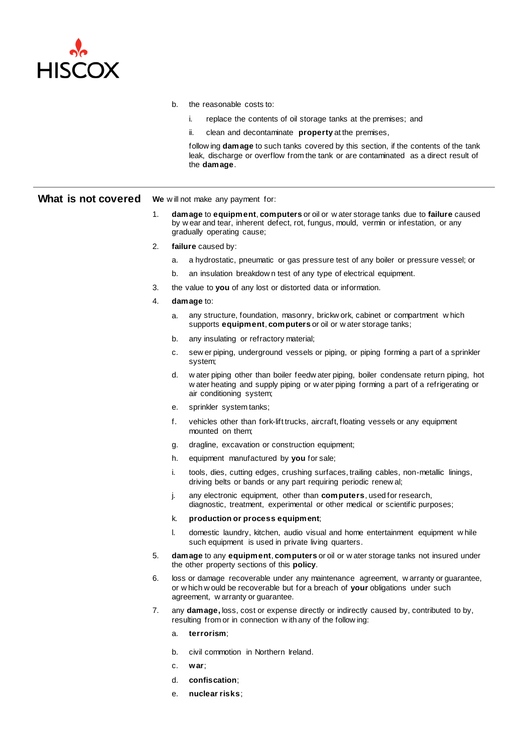b. the reasonable costs to:

   i. replace the contents of oil storage tanks at the premises; and

   ii. clean and decontaminate **property** at the premises,

   following **damage** to such tanks covered by this section, if the contents of the tank leak, discharge or overflow from the tank or are contaminated as a direct result of the **damage**.

## What is not covered

**We** will not make any payment for:

1. **damage** to **equipment**, **computers** or oil or water storage tanks due to **failure** caused by wear and tear, inherent defect, rot, fungus, mould, vermin or infestation, or any gradually operating cause;

2. **failure** caused by:

   a. a hydrostatic, pneumatic or gas pressure test of any boiler or pressure vessel; or

   b. an insulation breakdown test of any type of electrical equipment.

3. the value to **you** of any lost or distorted data or information.

4. **damage** to:

   a. any structure, foundation, masonry, brickwork, cabinet or compartment which supports **equipment**, **computers** or oil or water storage tanks;

   b. any insulating or refractory material;

   c. sewer piping, underground vessels or piping, or piping forming a part of a sprinkler system;

   d. water piping other than boiler feedwater piping, boiler condensate return piping, hot water heating and supply piping or water piping forming a part of a refrigerating or air conditioning system;

   e. sprinkler system tanks;

   f. vehicles other than fork-lift trucks, aircraft, floating vessels or any equipment mounted on them;

   g. dragline, excavation or construction equipment;

   h. equipment manufactured by **you** for sale;

   i. tools, dies, cutting edges, crushing surfaces, trailing cables, non-metallic linings, driving belts or bands or any part requiring periodic renewal;

   j. any electronic equipment, other than **computers**, used for research, diagnostic, treatment, experimental or other medical or scientific purposes;

   k. **production or process equipment**;

   l. domestic laundry, kitchen, audio visual and home entertainment equipment while such equipment is used in private living quarters.

5. **damage** to any **equipment**, **computers** or oil or water storage tanks not insured under the other property sections of this **policy**.

6. loss or damage recoverable under any maintenance agreement, warranty or guarantee, or which would be recoverable but for a breach of **your** obligations under such agreement, warranty or guarantee.

7. any **damage**, loss, cost or expense directly or indirectly caused by, contributed to by, resulting from or in connection with any of the following:

   a. **terrorism**;

   b. civil commotion in Northern Ireland.

   c. **war**;

   d. **confiscation**;

   e. **nuclear risks**;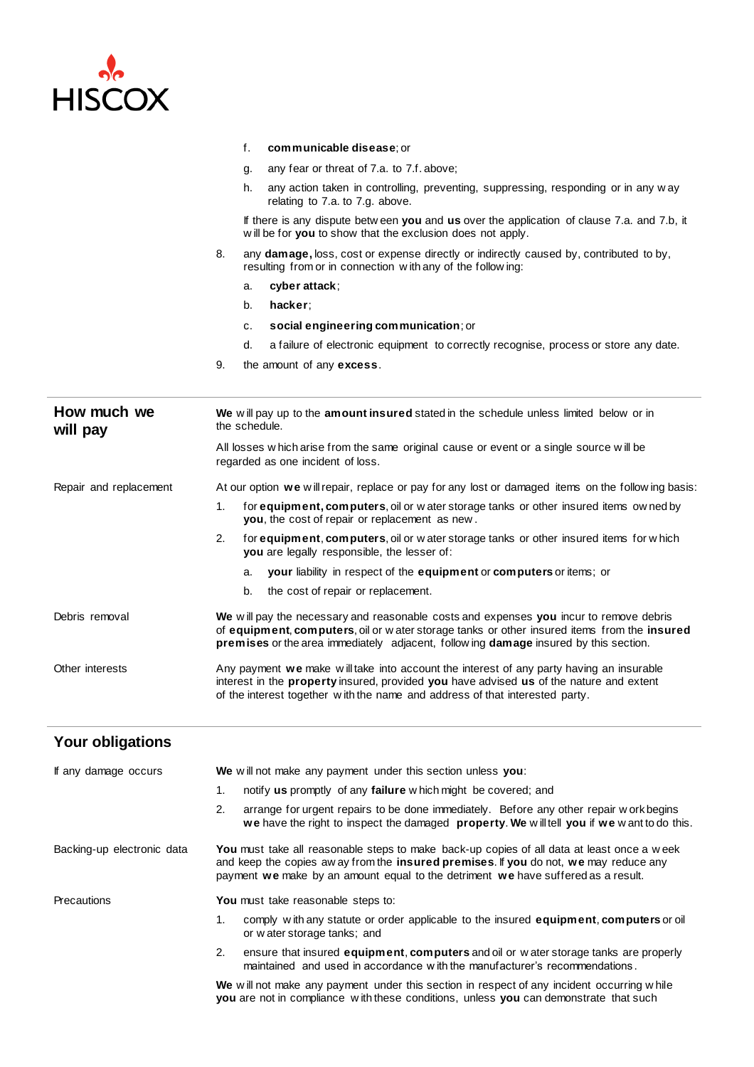f. **communicable disease**; or

g. any fear or threat of 7.a. to 7.f. above;

h. any action taken in controlling, preventing, suppressing, responding or in any way relating to 7.a. to 7.g. above.

If there is any dispute between **you** and **us** over the application of clause 7.a. and 7.b, it will be for **you** to show that the exclusion does not apply.

8. any **damage,** loss, cost or expense directly or indirectly caused by, contributed to by, resulting from or in connection with any of the following:

   a. **cyber attack**;

   b. **hacker**;

   c. **social engineering communication**; or

   d. a failure of electronic equipment to correctly recognise, process or store any date.

9. the amount of any **excess**.

## How much we will pay

**We** will pay up to the **amount insured** stated in the schedule unless limited below or in the schedule.

All losses which arise from the same original cause or event or a single source will be regarded as one incident of loss.

**Repair and replacement**

At our option **we** will repair, replace or pay for any lost or damaged items on the following basis:

1. for **equipment, computers**, oil or water storage tanks or other insured items owned by **you**, the cost of repair or replacement as new.
2. for **equipment**, **computers**, oil or water storage tanks or other insured items for which **you** are legally responsible, the lesser of:
   a. **your** liability in respect of the **equipment** or **computers** or items; or
   b. the cost of repair or replacement.

**Debris removal**

**We** will pay the necessary and reasonable costs and expenses **you** incur to remove debris of **equipment**, **computers**, oil or water storage tanks or other insured items from the **insured premises** or the area immediately adjacent, following **damage** insured by this section.

**Other interests**

Any payment **we** make will take into account the interest of any party having an insurable interest in the **property** insured, provided **you** have advised **us** of the nature and extent of the interest together with the name and address of that interested party.

## Your obligations

**If any damage occurs**

**We** will not make any payment under this section unless **you**:

1. notify **us** promptly of any **failure** which might be covered; and
2. arrange for urgent repairs to be done immediately. Before any other repair work begins **we** have the right to inspect the damaged **property**. **We** will tell **you** if **we** want to do this.

**Backing-up electronic data**

**You** must take all reasonable steps to make back-up copies of all data at least once a week and keep the copies away from the **insured premises**. If **you** do not, **we** may reduce any payment **we** make by an amount equal to the detriment **we** have suffered as a result.

**Precautions**

**You** must take reasonable steps to:

1. comply with any statute or order applicable to the insured **equipment**, **computers** or oil or water storage tanks; and
2. ensure that insured **equipment**, **computers** and oil or water storage tanks are properly maintained and used in accordance with the manufacturer's recommendations.

**We** will not make any payment under this section in respect of any incident occurring while **you** are not in compliance with these conditions, unless **you** can demonstrate that such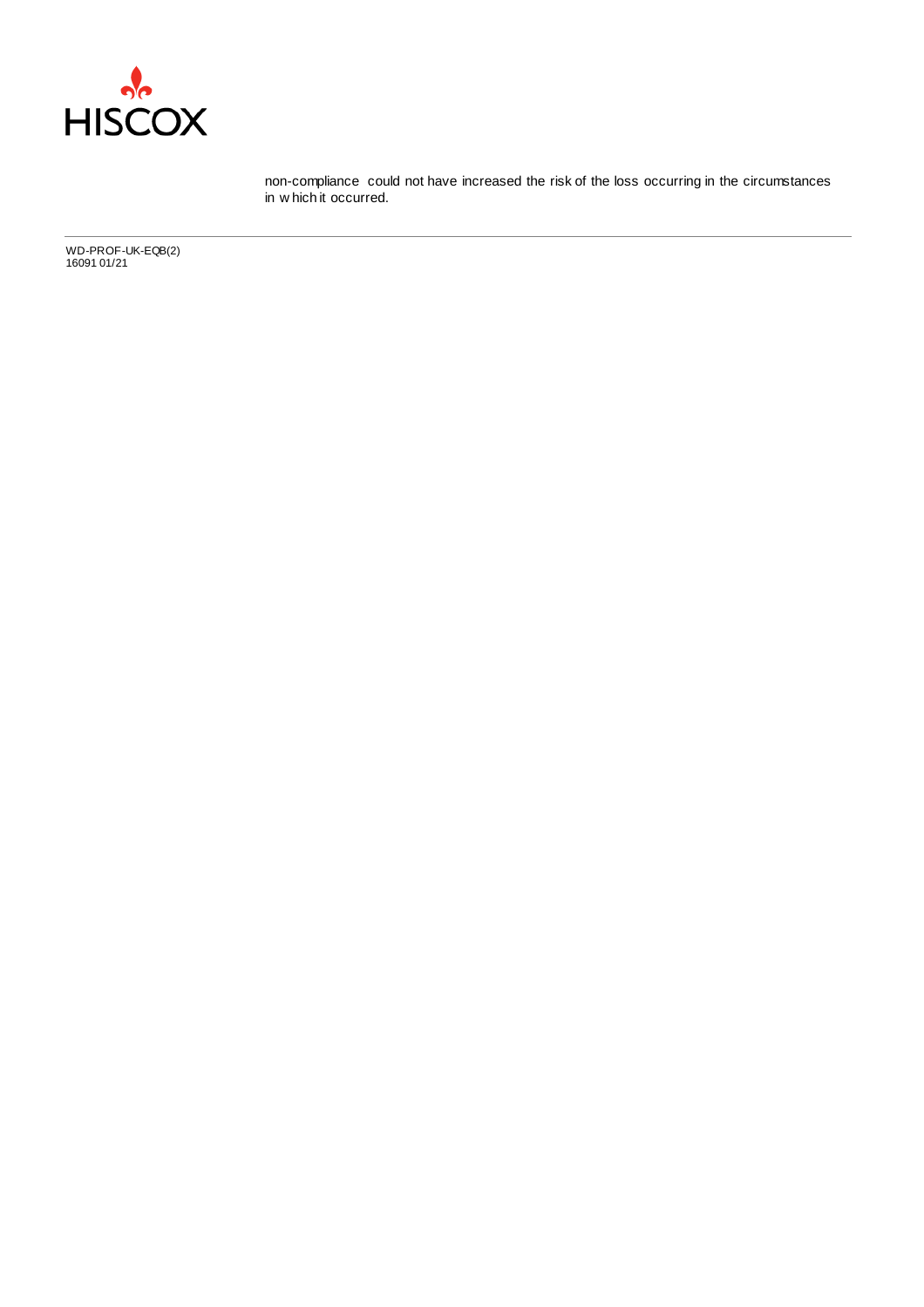non-compliance could not have increased the risk of the loss occurring in the circumstances in which it occurred.

WD-PROF-UK-EQB(2)
16091 01/21